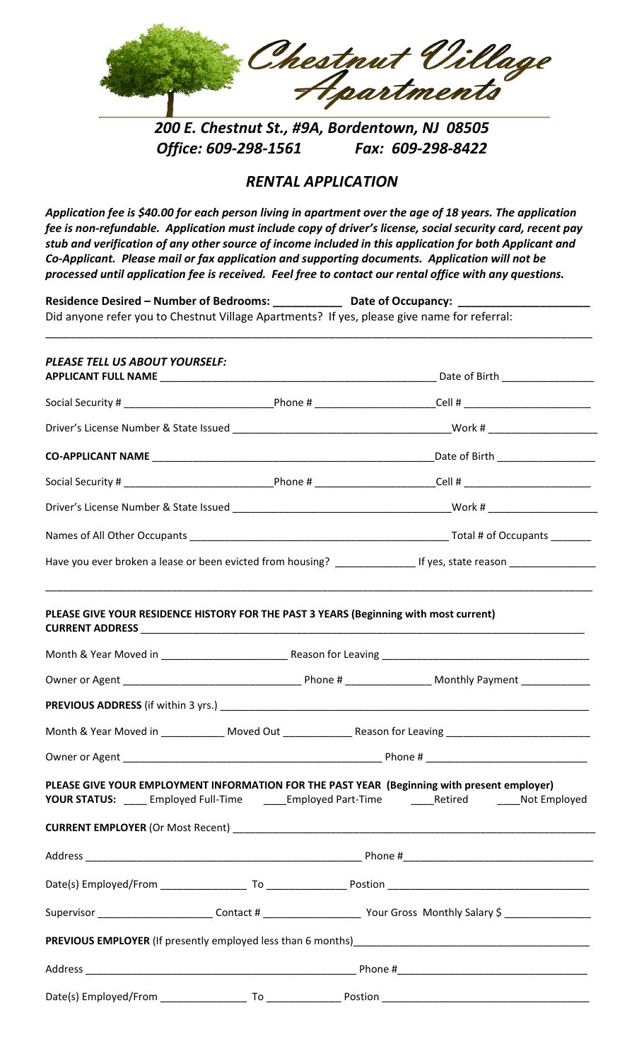# Chestnut Village Apartments

***200 E. Chestnut St., #9A, Bordentown, NJ 08505***
***Office: 609-298-1561 Fax: 609-298-8422***

## *RENTAL APPLICATION*

***Application fee is $40.00 for each person living in apartment over the age of 18 years. The application fee is non-refundable. Application must include copy of driver's license, social security card, recent pay stub and verification of any other source of income included in this application for both Applicant and Co-Applicant. Please mail or fax application and supporting documents. Application will not be processed until application fee is received. Feel free to contact our rental office with any questions.***

**Residence Desired – Number of Bedrooms:** ___________ **Date of Occupancy:** ____________________

Did anyone refer you to Chestnut Village Apartments? If yes, please give name for referral:

_______________________________________________________________________________________________

***PLEASE TELL US ABOUT YOURSELF:***

**APPLICANT FULL NAME** ______________________________________________ Date of Birth ________________

Social Security # _________________________ Phone # ____________________ Cell # _____________________

Driver's License Number & State Issued ____________________________________ Work # __________________

**CO-APPLICANT NAME** ______________________________________________ Date of Birth _________________

Social Security # _________________________ Phone # ____________________ Cell # _____________________

Driver's License Number & State Issued ____________________________________ Work # __________________

Names of All Other Occupants _________________________________________ Total # of Occupants _______

Have you ever broken a lease or been evicted from housing? ______________ If yes, state reason _______________

_______________________________________________________________________________________________

**PLEASE GIVE YOUR RESIDENCE HISTORY FOR THE PAST 3 YEARS (Beginning with most current)**

**CURRENT ADDRESS** ______________________________________________________________________________

Month & Year Moved in ______________________ Reason for Leaving ___________________________________

Owner or Agent ______________________________ Phone # ______________ Monthly Payment ____________

**PREVIOUS ADDRESS** (if within 3 yrs.) _____________________________________________________________

Month & Year Moved in ___________ Moved Out ____________ Reason for Leaving _________________________

Owner or Agent ____________________________________________ Phone # ___________________________

**PLEASE GIVE YOUR EMPLOYMENT INFORMATION FOR THE PAST YEAR (Beginning with present employer)**

**YOUR STATUS:** ____ Employed Full-Time ____Employed Part-Time ____Retired ____Not Employed

**CURRENT EMPLOYER** (Or Most Recent) ______________________________________________________________

Address ______________________________________________ Phone #________________________________

Date(s) Employed/From _______________ To ______________ Postion __________________________________

Supervisor ___________________ Contact # _________________ Your Gross Monthly Salary $ _______________

**PREVIOUS EMPLOYER** (If presently employed less than 6 months)_______________________________________

Address ______________________________________________ Phone #________________________________

Date(s) Employed/From _______________ To ______________ Postion __________________________________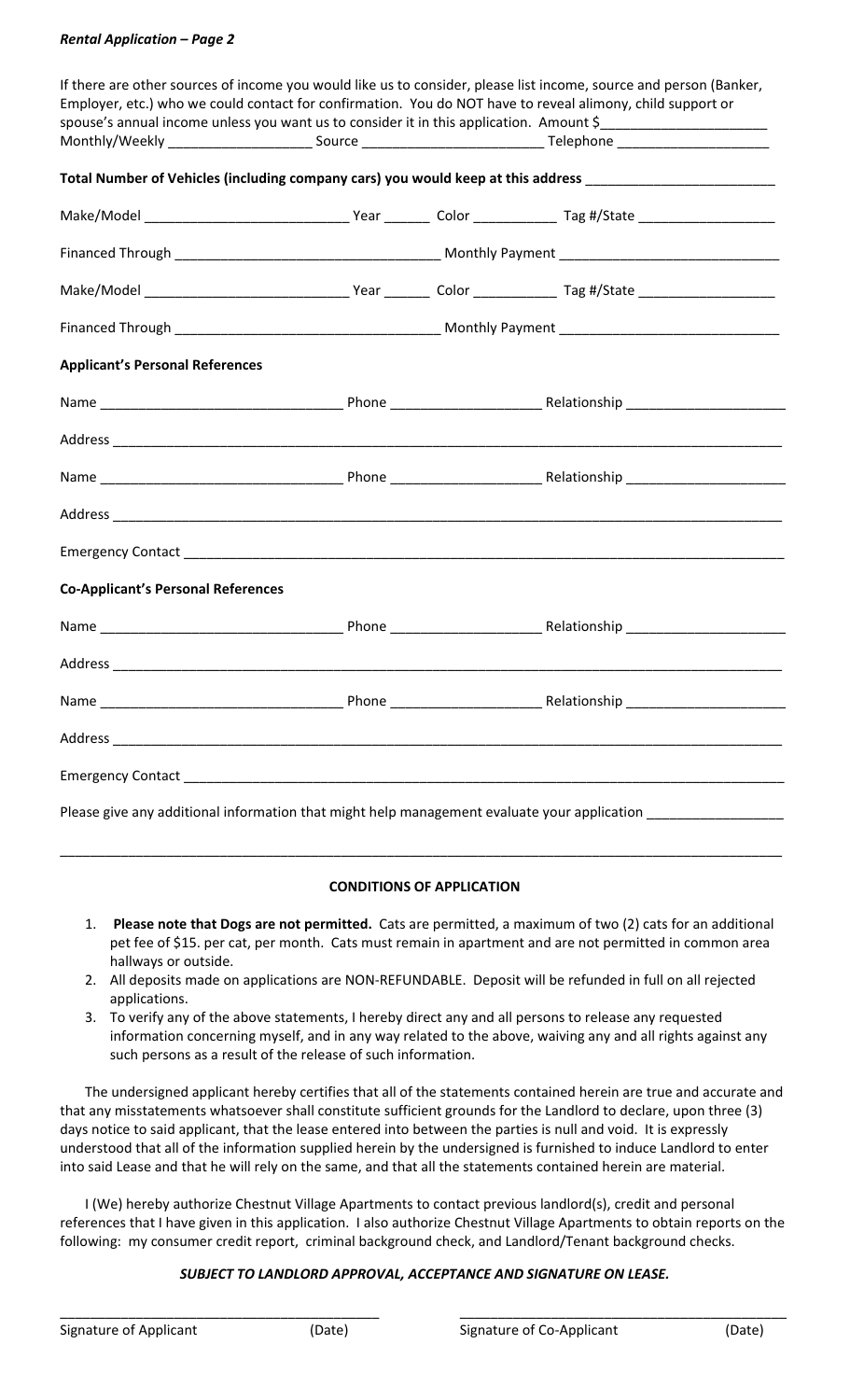*Rental Application – Page 2*

If there are other sources of income you would like us to consider, please list income, source and person (Banker, Employer, etc.) who we could contact for confirmation. You do NOT have to reveal alimony, child support or spouse's annual income unless you want us to consider it in this application. Amount $______________________
Monthly/Weekly ___________________ Source ________________________ Telephone ____________________

**Total Number of Vehicles (including company cars) you would keep at this address** _________________________

Make/Model ___________________________ Year _______ Color ___________ Tag #/State __________________

Financed Through __________________________________ Monthly Payment _____________________________

Make/Model ___________________________ Year _______ Color ___________ Tag #/State __________________

Financed Through __________________________________ Monthly Payment _____________________________

**Applicant's Personal References**

Name ________________________________ Phone ____________________ Relationship _____________________

Address ____________________________________________________________________________________________

Name ________________________________ Phone ____________________ Relationship _____________________

Address ____________________________________________________________________________________________

Emergency Contact ___________________________________________________________________________________

**Co-Applicant's Personal References**

Name ________________________________ Phone ____________________ Relationship _____________________

Address ____________________________________________________________________________________________

Name ________________________________ Phone ____________________ Relationship _____________________

Address ____________________________________________________________________________________________

Emergency Contact ___________________________________________________________________________________

Please give any additional information that might help management evaluate your application __________________

____________________________________________________________________________________________________

**CONDITIONS OF APPLICATION**

1. **Please note that Dogs are not permitted.** Cats are permitted, a maximum of two (2) cats for an additional pet fee of $15. per cat, per month. Cats must remain in apartment and are not permitted in common area hallways or outside.
2. All deposits made on applications are NON-REFUNDABLE. Deposit will be refunded in full on all rejected applications.
3. To verify any of the above statements, I hereby direct any and all persons to release any requested information concerning myself, and in any way related to the above, waiving any and all rights against any such persons as a result of the release of such information.

The undersigned applicant hereby certifies that all of the statements contained herein are true and accurate and that any misstatements whatsoever shall constitute sufficient grounds for the Landlord to declare, upon three (3) days notice to said applicant, that the lease entered into between the parties is null and void. It is expressly understood that all of the information supplied herein by the undersigned is furnished to induce Landlord to enter into said Lease and that he will rely on the same, and that all the statements contained herein are material.

I (We) hereby authorize Chestnut Village Apartments to contact previous landlord(s), credit and personal references that I have given in this application. I also authorize Chestnut Village Apartments to obtain reports on the following: my consumer credit report, criminal background check, and Landlord/Tenant background checks.

***SUBJECT TO LANDLORD APPROVAL, ACCEPTANCE AND SIGNATURE ON LEASE.***

__________________________________________ __________________________________________
Signature of Applicant (Date) Signature of Co-Applicant (Date)